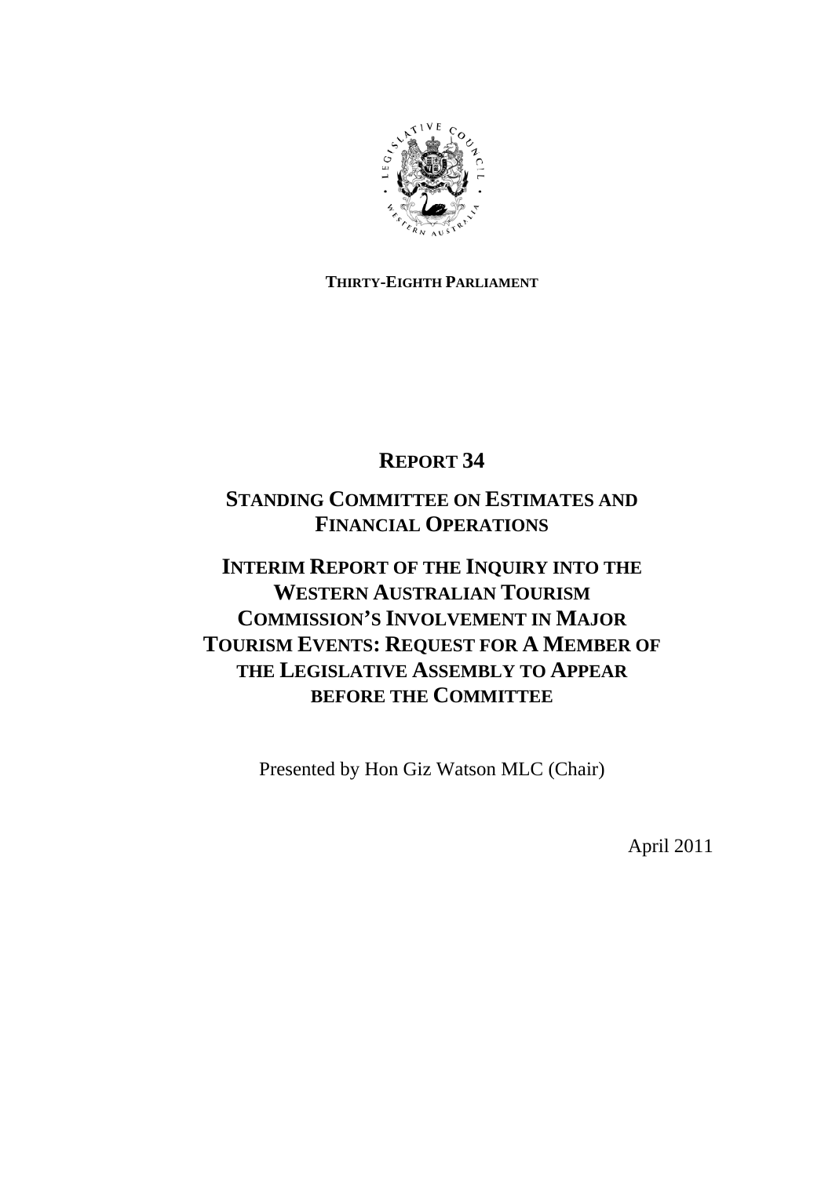**THIRTY-EIGHTH PARLIAMENT**

# REPORT 34

## STANDING COMMITTEE ON ESTIMATES AND FINANCIAL OPERATIONS

## INTERIM REPORT OF THE INQUIRY INTO THE WESTERN AUSTRALIAN TOURISM COMMISSION'S INVOLVEMENT IN MAJOR TOURISM EVENTS: REQUEST FOR A MEMBER OF THE LEGISLATIVE ASSEMBLY TO APPEAR BEFORE THE COMMITTEE

Presented by Hon Giz Watson MLC (Chair)

April 2011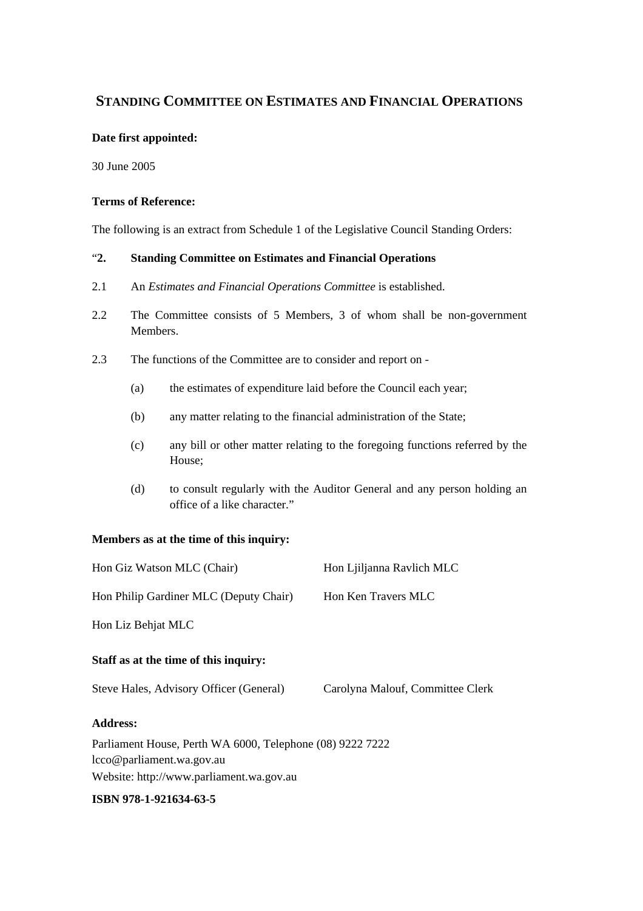## STANDING COMMITTEE ON ESTIMATES AND FINANCIAL OPERATIONS

**Date first appointed:**

30 June 2005

**Terms of Reference:**

The following is an extract from Schedule 1 of the Legislative Council Standing Orders:

"**2. Standing Committee on Estimates and Financial Operations**

2.1 An *Estimates and Financial Operations Committee* is established.

2.2 The Committee consists of 5 Members, 3 of whom shall be non-government Members.

2.3 The functions of the Committee are to consider and report on -

(a) the estimates of expenditure laid before the Council each year;

(b) any matter relating to the financial administration of the State;

(c) any bill or other matter relating to the foregoing functions referred by the House;

(d) to consult regularly with the Auditor General and any person holding an office of a like character."

**Members as at the time of this inquiry:**

Hon Giz Watson MLC (Chair)

Hon Ljiljanna Ravlich MLC

Hon Philip Gardiner MLC (Deputy Chair)

Hon Ken Travers MLC

Hon Liz Behjat MLC

**Staff as at the time of this inquiry:**

Steve Hales, Advisory Officer (General)

Carolyna Malouf, Committee Clerk

**Address:**

Parliament House, Perth WA 6000, Telephone (08) 9222 7222
lcco@parliament.wa.gov.au
Website: http://www.parliament.wa.gov.au

**ISBN 978-1-921634-63-5**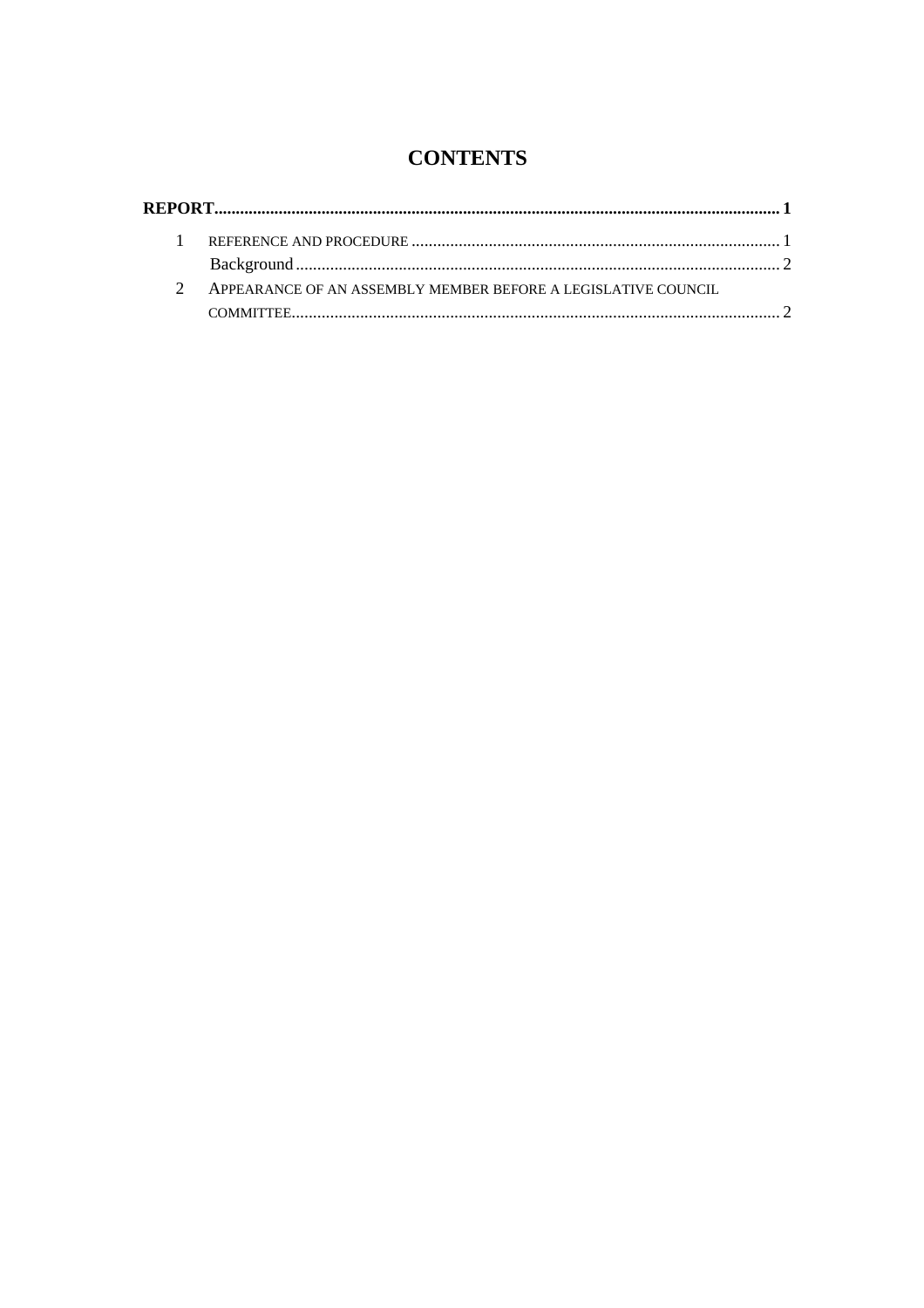# CONTENTS

**REPORT** ..... **1**

1 REFERENCE AND PROCEDURE ..... 1

Background ..... 2

2 APPEARANCE OF AN ASSEMBLY MEMBER BEFORE A LEGISLATIVE COUNCIL COMMITTEE ..... 2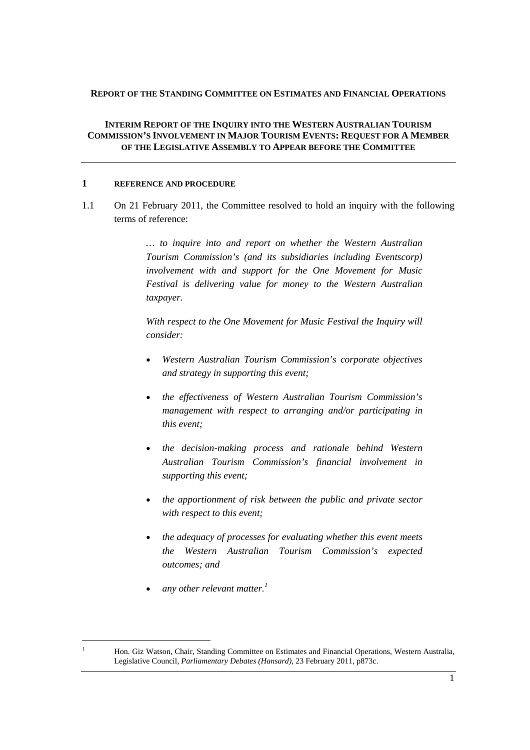**REPORT OF THE STANDING COMMITTEE ON ESTIMATES AND FINANCIAL OPERATIONS**

**INTERIM REPORT OF THE INQUIRY INTO THE WESTERN AUSTRALIAN TOURISM COMMISSION'S INVOLVEMENT IN MAJOR TOURISM EVENTS: REQUEST FOR A MEMBER OF THE LEGISLATIVE ASSEMBLY TO APPEAR BEFORE THE COMMITTEE**

## 1 REFERENCE AND PROCEDURE

1.1 On 21 February 2011, the Committee resolved to hold an inquiry with the following terms of reference:

> *… to inquire into and report on whether the Western Australian Tourism Commission's (and its subsidiaries including Eventscorp) involvement with and support for the One Movement for Music Festival is delivering value for money to the Western Australian taxpayer.*
>
> *With respect to the One Movement for Music Festival the Inquiry will consider:*
>
> - *Western Australian Tourism Commission's corporate objectives and strategy in supporting this event;*
> - *the effectiveness of Western Australian Tourism Commission's management with respect to arranging and/or participating in this event;*
> - *the decision-making process and rationale behind Western Australian Tourism Commission's financial involvement in supporting this event;*
> - *the apportionment of risk between the public and private sector with respect to this event;*
> - *the adequacy of processes for evaluating whether this event meets the Western Australian Tourism Commission's expected outcomes; and*
> - *any other relevant matter.*[1]

[1] Hon. Giz Watson, Chair, Standing Committee on Estimates and Financial Operations, Western Australia, Legislative Council, *Parliamentary Debates (Hansard)*, 23 February 2011, p873c.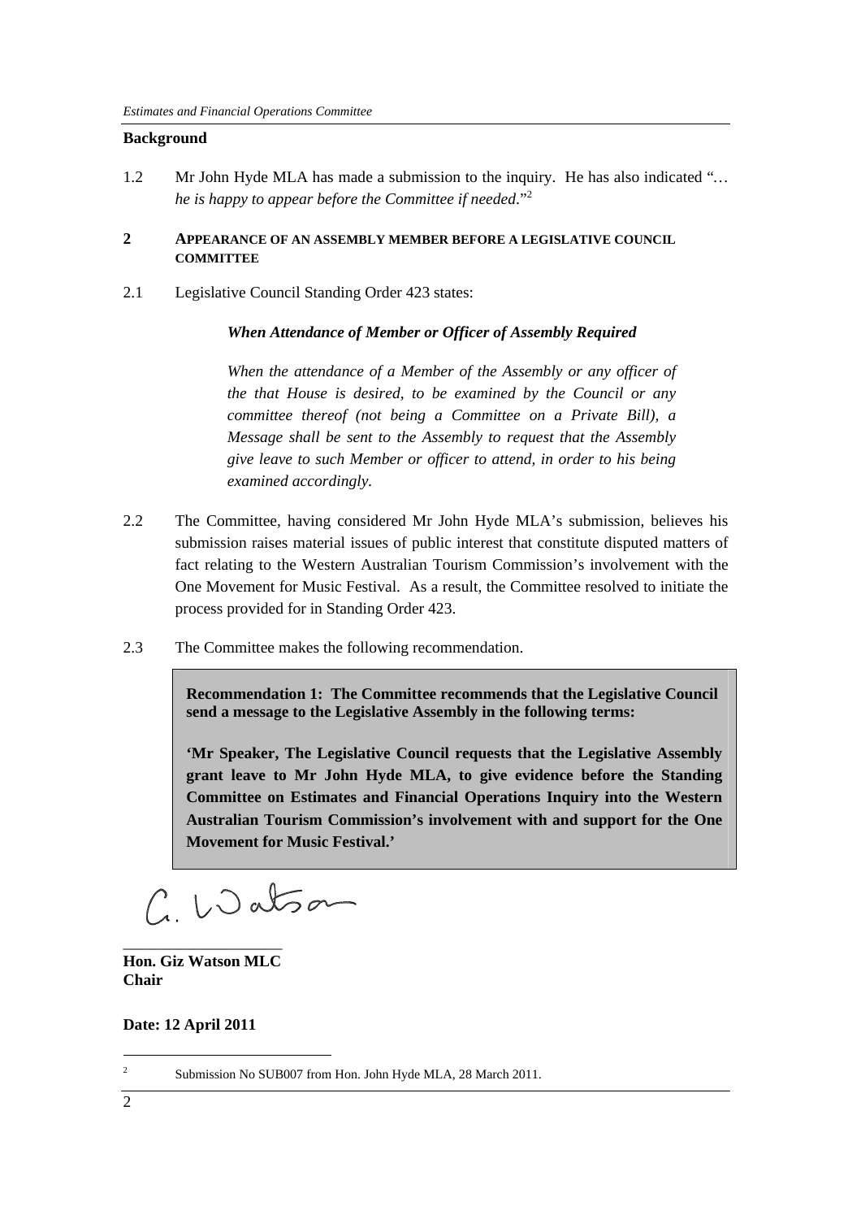**Background**

1.2 Mr John Hyde MLA has made a submission to the inquiry. He has also indicated "*… he is happy to appear before the Committee if needed*."[2]

## 2 APPEARANCE OF AN ASSEMBLY MEMBER BEFORE A LEGISLATIVE COUNCIL COMMITTEE

2.1 Legislative Council Standing Order 423 states:

> ***When Attendance of Member or Officer of Assembly Required***
>
> *When the attendance of a Member of the Assembly or any officer of the that House is desired, to be examined by the Council or any committee thereof (not being a Committee on a Private Bill), a Message shall be sent to the Assembly to request that the Assembly give leave to such Member or officer to attend, in order to his being examined accordingly.*

2.2 The Committee, having considered Mr John Hyde MLA's submission, believes his submission raises material issues of public interest that constitute disputed matters of fact relating to the Western Australian Tourism Commission's involvement with the One Movement for Music Festival. As a result, the Committee resolved to initiate the process provided for in Standing Order 423.

2.3 The Committee makes the following recommendation.

> **Recommendation 1: The Committee recommends that the Legislative Council send a message to the Legislative Assembly in the following terms:**
>
> **'Mr Speaker, The Legislative Council requests that the Legislative Assembly grant leave to Mr John Hyde MLA, to give evidence before the Standing Committee on Estimates and Financial Operations Inquiry into the Western Australian Tourism Commission's involvement with and support for the One Movement for Music Festival.'**

G. Watson

**Hon. Giz Watson MLC**
**Chair**

**Date: 12 April 2011**

---

[2] Submission No SUB007 from Hon. John Hyde MLA, 28 March 2011.